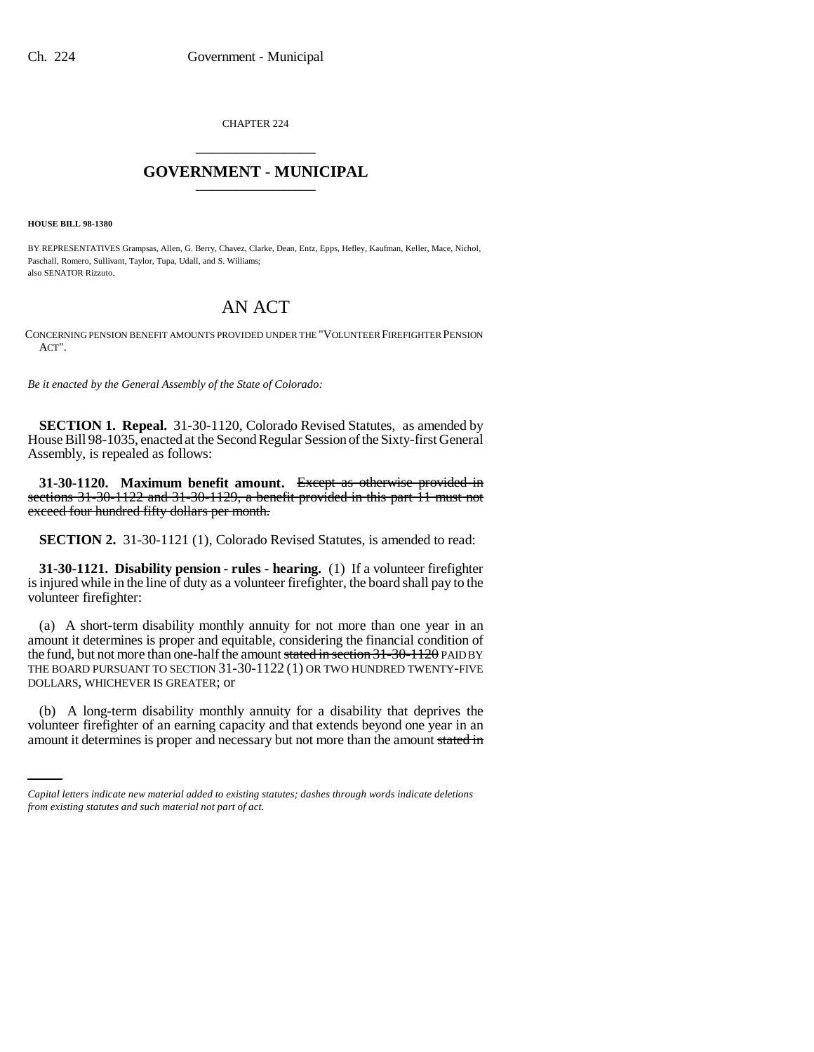CHAPTER 224

## GOVERNMENT - MUNICIPAL

**HOUSE BILL 98-1380**

BY REPRESENTATIVES Grampsas, Allen, G. Berry, Chavez, Clarke, Dean, Entz, Epps, Hefley, Kaufman, Keller, Mace, Nichol, Paschall, Romero, Sullivant, Taylor, Tupa, Udall, and S. Williams;
also SENATOR Rizzuto.

# AN ACT

CONCERNING PENSION BENEFIT AMOUNTS PROVIDED UNDER THE "VOLUNTEER FIREFIGHTER PENSION ACT".

*Be it enacted by the General Assembly of the State of Colorado:*

**SECTION 1. Repeal.** 31-30-1120, Colorado Revised Statutes, as amended by House Bill 98-1035, enacted at the Second Regular Session of the Sixty-first General Assembly, is repealed as follows:

**31-30-1120. Maximum benefit amount.** ~~Except as otherwise provided in sections 31-30-1122 and 31-30-1129, a benefit provided in this part 11 must not exceed four hundred fifty dollars per month.~~

**SECTION 2.** 31-30-1121 (1), Colorado Revised Statutes, is amended to read:

**31-30-1121. Disability pension - rules - hearing.** (1) If a volunteer firefighter is injured while in the line of duty as a volunteer firefighter, the board shall pay to the volunteer firefighter:

(a) A short-term disability monthly annuity for not more than one year in an amount it determines is proper and equitable, considering the financial condition of the fund, but not more than one-half the amount ~~stated in section 31-30-1120~~ PAID BY THE BOARD PURSUANT TO SECTION 31-30-1122 (1) OR TWO HUNDRED TWENTY-FIVE DOLLARS, WHICHEVER IS GREATER; or

(b) A long-term disability monthly annuity for a disability that deprives the volunteer firefighter of an earning capacity and that extends beyond one year in an amount it determines is proper and necessary but not more than the amount ~~stated in~~

*Capital letters indicate new material added to existing statutes; dashes through words indicate deletions from existing statutes and such material not part of act.*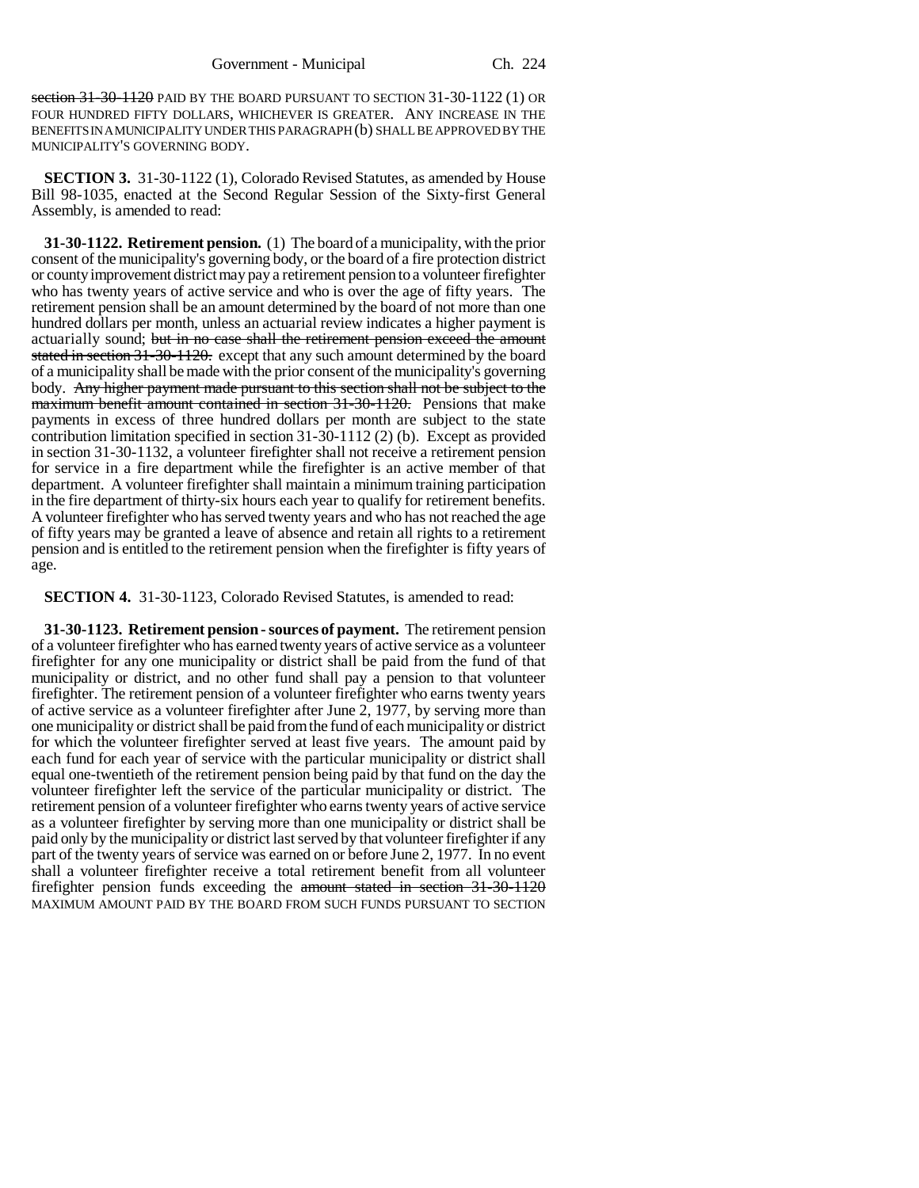section 31-30-1120 PAID BY THE BOARD PURSUANT TO SECTION 31-30-1122 (1) OR FOUR HUNDRED FIFTY DOLLARS, WHICHEVER IS GREATER. ANY INCREASE IN THE BENEFITS IN A MUNICIPALITY UNDER THIS PARAGRAPH (b) SHALL BE APPROVED BY THE MUNICIPALITY'S GOVERNING BODY.

**SECTION 3.** 31-30-1122 (1), Colorado Revised Statutes, as amended by House Bill 98-1035, enacted at the Second Regular Session of the Sixty-first General Assembly, is amended to read:

**31-30-1122. Retirement pension.** (1) The board of a municipality, with the prior consent of the municipality's governing body, or the board of a fire protection district or county improvement district may pay a retirement pension to a volunteer firefighter who has twenty years of active service and who is over the age of fifty years. The retirement pension shall be an amount determined by the board of not more than one hundred dollars per month, unless an actuarial review indicates a higher payment is actuarially sound; ~~but in no case shall the retirement pension exceed the amount stated in section 31-30-1120.~~ except that any such amount determined by the board of a municipality shall be made with the prior consent of the municipality's governing body. ~~Any higher payment made pursuant to this section shall not be subject to the maximum benefit amount contained in section 31-30-1120.~~ Pensions that make payments in excess of three hundred dollars per month are subject to the state contribution limitation specified in section 31-30-1112 (2) (b). Except as provided in section 31-30-1132, a volunteer firefighter shall not receive a retirement pension for service in a fire department while the firefighter is an active member of that department. A volunteer firefighter shall maintain a minimum training participation in the fire department of thirty-six hours each year to qualify for retirement benefits. A volunteer firefighter who has served twenty years and who has not reached the age of fifty years may be granted a leave of absence and retain all rights to a retirement pension and is entitled to the retirement pension when the firefighter is fifty years of age.

**SECTION 4.** 31-30-1123, Colorado Revised Statutes, is amended to read:

**31-30-1123. Retirement pension - sources of payment.** The retirement pension of a volunteer firefighter who has earned twenty years of active service as a volunteer firefighter for any one municipality or district shall be paid from the fund of that municipality or district, and no other fund shall pay a pension to that volunteer firefighter. The retirement pension of a volunteer firefighter who earns twenty years of active service as a volunteer firefighter after June 2, 1977, by serving more than one municipality or district shall be paid from the fund of each municipality or district for which the volunteer firefighter served at least five years. The amount paid by each fund for each year of service with the particular municipality or district shall equal one-twentieth of the retirement pension being paid by that fund on the day the volunteer firefighter left the service of the particular municipality or district. The retirement pension of a volunteer firefighter who earns twenty years of active service as a volunteer firefighter by serving more than one municipality or district shall be paid only by the municipality or district last served by that volunteer firefighter if any part of the twenty years of service was earned on or before June 2, 1977. In no event shall a volunteer firefighter receive a total retirement benefit from all volunteer firefighter pension funds exceeding the ~~amount stated in section 31-30-1120~~ MAXIMUM AMOUNT PAID BY THE BOARD FROM SUCH FUNDS PURSUANT TO SECTION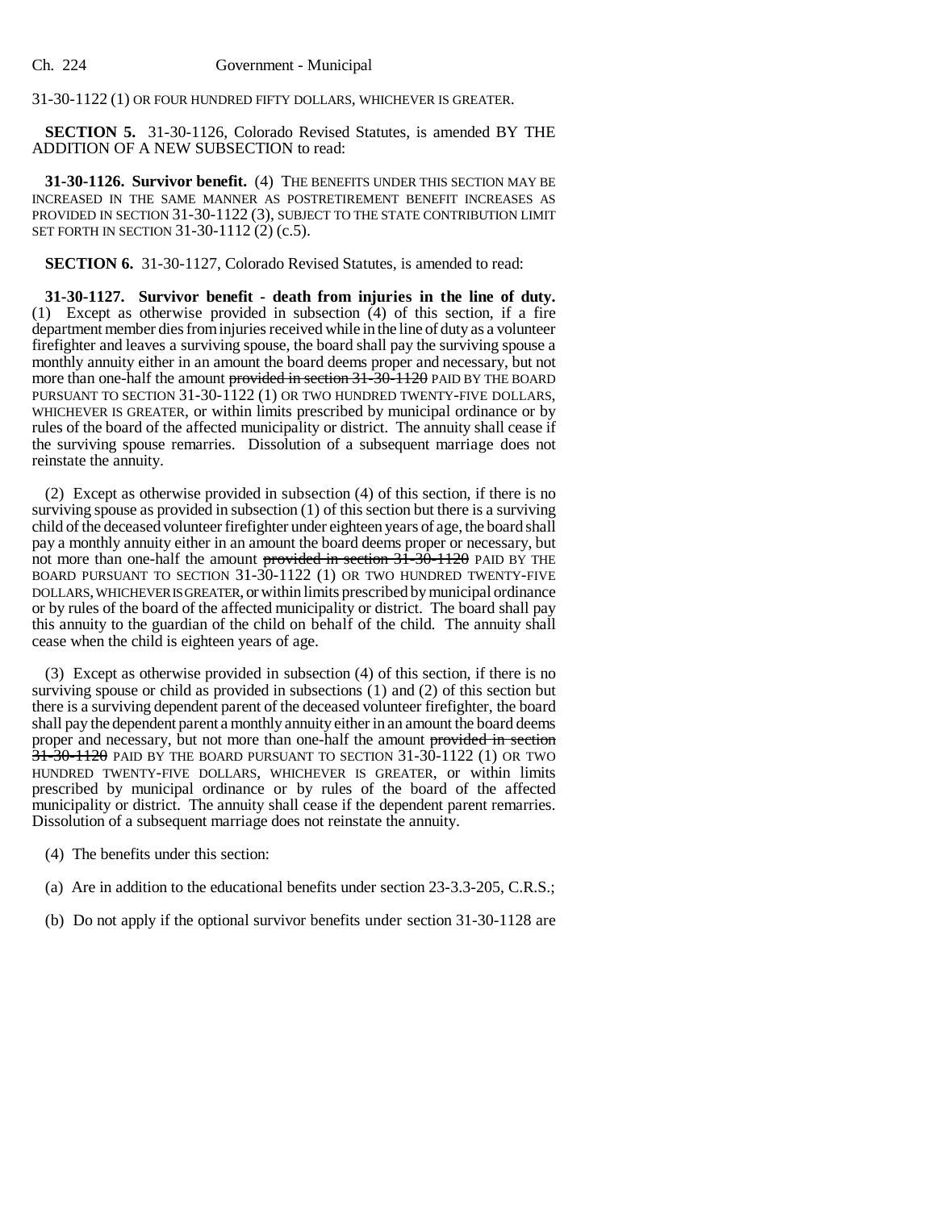31-30-1122 (1) OR FOUR HUNDRED FIFTY DOLLARS, WHICHEVER IS GREATER.

**SECTION 5.** 31-30-1126, Colorado Revised Statutes, is amended BY THE ADDITION OF A NEW SUBSECTION to read:

**31-30-1126. Survivor benefit.** (4) THE BENEFITS UNDER THIS SECTION MAY BE INCREASED IN THE SAME MANNER AS POSTRETIREMENT BENEFIT INCREASES AS PROVIDED IN SECTION 31-30-1122 (3), SUBJECT TO THE STATE CONTRIBUTION LIMIT SET FORTH IN SECTION 31-30-1112 (2) (c.5).

**SECTION 6.** 31-30-1127, Colorado Revised Statutes, is amended to read:

**31-30-1127. Survivor benefit - death from injuries in the line of duty.** (1) Except as otherwise provided in subsection (4) of this section, if a fire department member dies from injuries received while in the line of duty as a volunteer firefighter and leaves a surviving spouse, the board shall pay the surviving spouse a monthly annuity either in an amount the board deems proper and necessary, but not more than one-half the amount ~~provided in section 31-30-1120~~ PAID BY THE BOARD PURSUANT TO SECTION 31-30-1122 (1) OR TWO HUNDRED TWENTY-FIVE DOLLARS, WHICHEVER IS GREATER, or within limits prescribed by municipal ordinance or by rules of the board of the affected municipality or district. The annuity shall cease if the surviving spouse remarries. Dissolution of a subsequent marriage does not reinstate the annuity.

(2) Except as otherwise provided in subsection (4) of this section, if there is no surviving spouse as provided in subsection (1) of this section but there is a surviving child of the deceased volunteer firefighter under eighteen years of age, the board shall pay a monthly annuity either in an amount the board deems proper or necessary, but not more than one-half the amount ~~provided in section 31-30-1120~~ PAID BY THE BOARD PURSUANT TO SECTION 31-30-1122 (1) OR TWO HUNDRED TWENTY-FIVE DOLLARS, WHICHEVER IS GREATER, or within limits prescribed by municipal ordinance or by rules of the board of the affected municipality or district. The board shall pay this annuity to the guardian of the child on behalf of the child. The annuity shall cease when the child is eighteen years of age.

(3) Except as otherwise provided in subsection (4) of this section, if there is no surviving spouse or child as provided in subsections (1) and (2) of this section but there is a surviving dependent parent of the deceased volunteer firefighter, the board shall pay the dependent parent a monthly annuity either in an amount the board deems proper and necessary, but not more than one-half the amount ~~provided in section 31-30-1120~~ PAID BY THE BOARD PURSUANT TO SECTION 31-30-1122 (1) OR TWO HUNDRED TWENTY-FIVE DOLLARS, WHICHEVER IS GREATER, or within limits prescribed by municipal ordinance or by rules of the board of the affected municipality or district. The annuity shall cease if the dependent parent remarries. Dissolution of a subsequent marriage does not reinstate the annuity.

(4) The benefits under this section:

(a) Are in addition to the educational benefits under section 23-3.3-205, C.R.S.;

(b) Do not apply if the optional survivor benefits under section 31-30-1128 are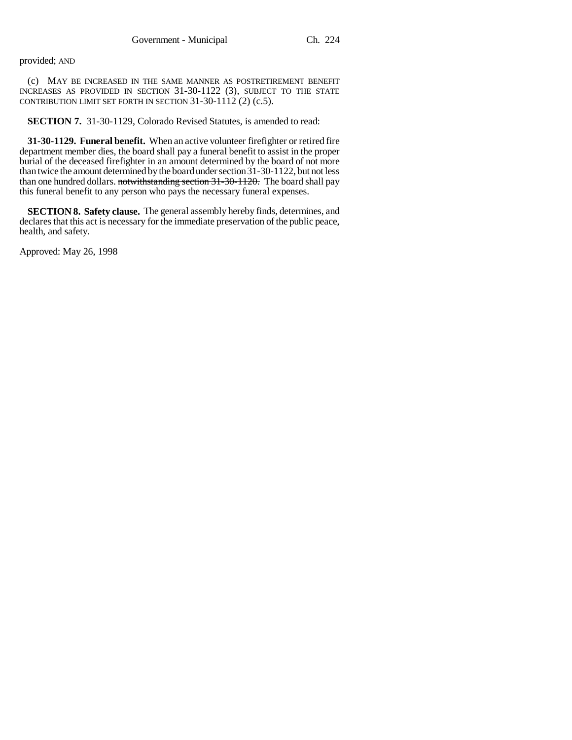provided; AND

(c) MAY BE INCREASED IN THE SAME MANNER AS POSTRETIREMENT BENEFIT INCREASES AS PROVIDED IN SECTION 31-30-1122 (3), SUBJECT TO THE STATE CONTRIBUTION LIMIT SET FORTH IN SECTION 31-30-1112 (2) (c.5).

**SECTION 7.** 31-30-1129, Colorado Revised Statutes, is amended to read:

**31-30-1129. Funeral benefit.** When an active volunteer firefighter or retired fire department member dies, the board shall pay a funeral benefit to assist in the proper burial of the deceased firefighter in an amount determined by the board of not more than twice the amount determined by the board under section 31-30-1122, but not less than one hundred dollars. ~~notwithstanding section 31-30-1120.~~ The board shall pay this funeral benefit to any person who pays the necessary funeral expenses.

**SECTION 8. Safety clause.** The general assembly hereby finds, determines, and declares that this act is necessary for the immediate preservation of the public peace, health, and safety.

Approved: May 26, 1998